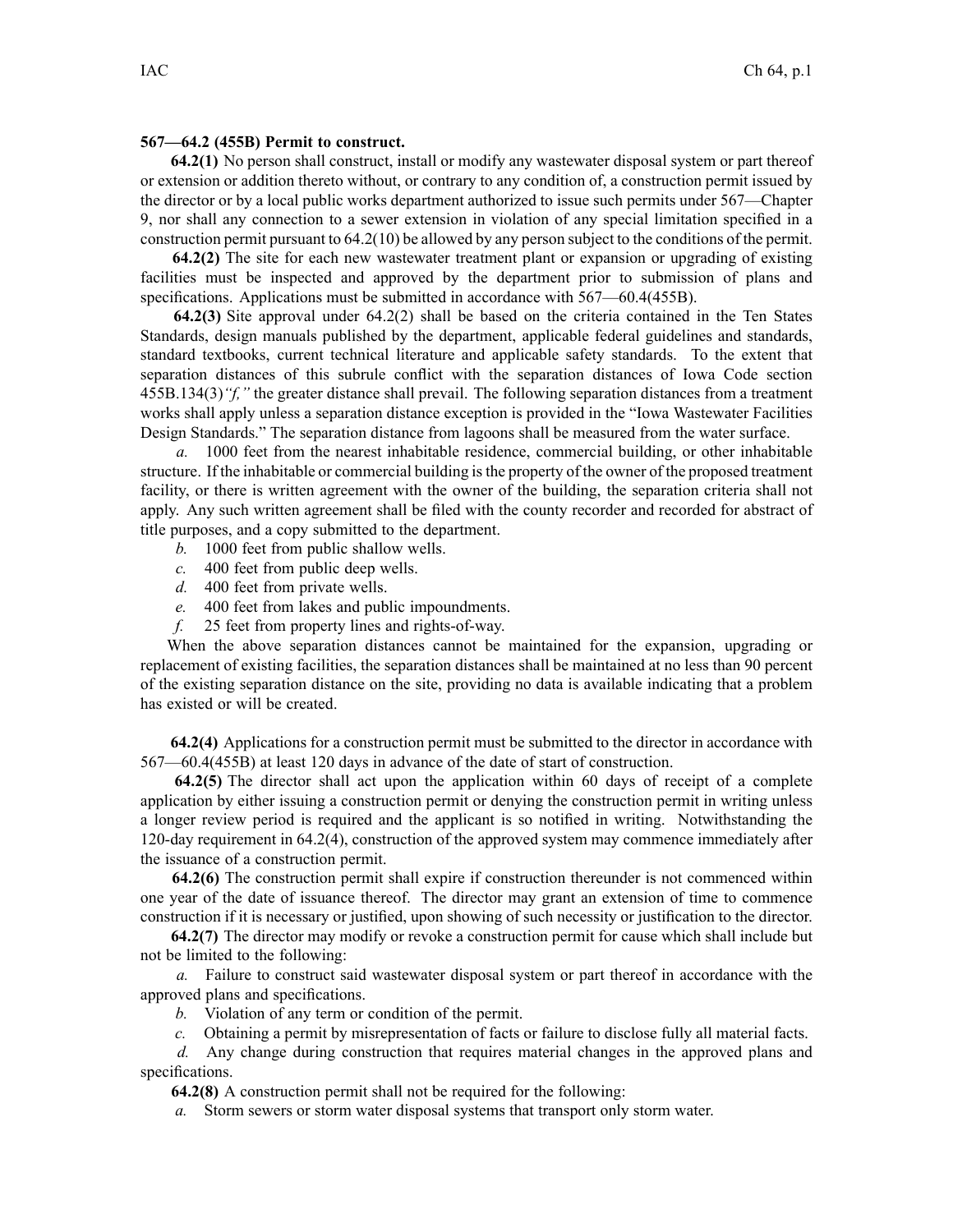**567—64.2 (455B) Permit to construct.**

**64.2(1)** No person shall construct, install or modify any wastewater disposal system or part thereof or extension or addition thereto without, or contrary to any condition of, a construction permit issued by the director or by a local public works department authorized to issue such permits under 567—Chapter 9, nor shall any connection to a sewer extension in violation of any special limitation specified in a construction permit pursuant to 64.2(10) be allowed by any person subject to the conditions of the permit.

**64.2(2)** The site for each new wastewater treatment plant or expansion or upgrading of existing facilities must be inspected and approved by the department prior to submission of plans and specifications. Applications must be submitted in accordance with 567—60.4(455B).

**64.2(3)** Site approval under 64.2(2) shall be based on the criteria contained in the Ten States Standards, design manuals published by the department, applicable federal guidelines and standards, standard textbooks, current technical literature and applicable safety standards. To the extent that separation distances of this subrule conflict with the separation distances of Iowa Code section 455B.134(3)*"f,"* the greater distance shall prevail. The following separation distances from a treatment works shall apply unless a separation distance exception is provided in the "Iowa Wastewater Facilities Design Standards." The separation distance from lagoons shall be measured from the water surface.

*a.* 1000 feet from the nearest inhabitable residence, commercial building, or other inhabitable structure. If the inhabitable or commercial building is the property of the owner of the proposed treatment facility, or there is written agreement with the owner of the building, the separation criteria shall not apply. Any such written agreement shall be filed with the county recorder and recorded for abstract of title purposes, and a copy submitted to the department.

*b.* 1000 feet from public shallow wells.

*c.* 400 feet from public deep wells.

*d.* 400 feet from private wells.

*e.* 400 feet from lakes and public impoundments.

*f.* 25 feet from property lines and rights-of-way.

When the above separation distances cannot be maintained for the expansion, upgrading or replacement of existing facilities, the separation distances shall be maintained at no less than 90 percent of the existing separation distance on the site, providing no data is available indicating that a problem has existed or will be created.

**64.2(4)** Applications for a construction permit must be submitted to the director in accordance with 567—60.4(455B) at least 120 days in advance of the date of start of construction.

**64.2(5)** The director shall act upon the application within 60 days of receipt of a complete application by either issuing a construction permit or denying the construction permit in writing unless a longer review period is required and the applicant is so notified in writing. Notwithstanding the 120-day requirement in 64.2(4), construction of the approved system may commence immediately after the issuance of a construction permit.

**64.2(6)** The construction permit shall expire if construction thereunder is not commenced within one year of the date of issuance thereof. The director may grant an extension of time to commence construction if it is necessary or justified, upon showing of such necessity or justification to the director.

**64.2(7)** The director may modify or revoke a construction permit for cause which shall include but not be limited to the following:

*a.* Failure to construct said wastewater disposal system or part thereof in accordance with the approved plans and specifications.

*b.* Violation of any term or condition of the permit.

*c.* Obtaining a permit by misrepresentation of facts or failure to disclose fully all material facts.

*d.* Any change during construction that requires material changes in the approved plans and specifications.

**64.2(8)** A construction permit shall not be required for the following:

*a.* Storm sewers or storm water disposal systems that transport only storm water.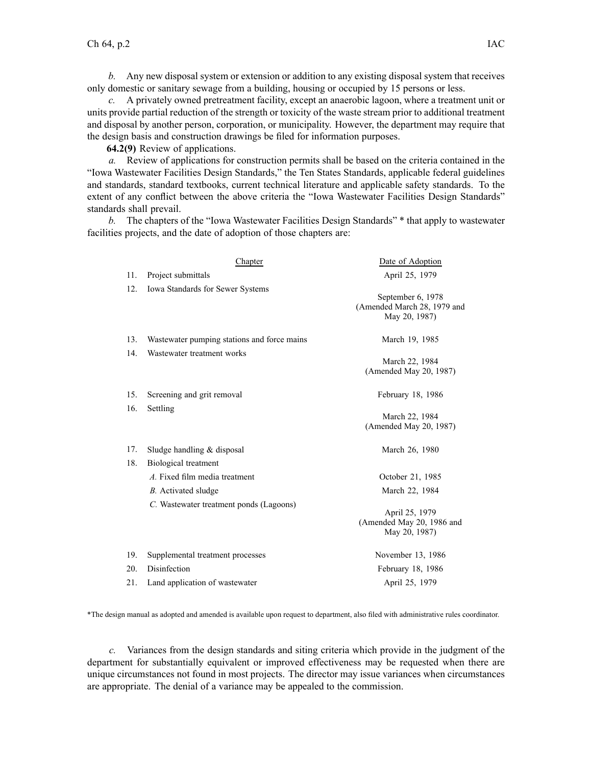*b.* Any new disposal system or extension or addition to any existing disposal system that receives only domestic or sanitary sewage from a building, housing or occupied by 15 persons or less.

*c.* A privately owned pretreatment facility, except an anaerobic lagoon, where a treatment unit or units provide partial reduction of the strength or toxicity of the waste stream prior to additional treatment and disposal by another person, corporation, or municipality. However, the department may require that the design basis and construction drawings be filed for information purposes.

**64.2(9)** Review of applications.

*a.* Review of applications for construction permits shall be based on the criteria contained in the "Iowa Wastewater Facilities Design Standards," the Ten States Standards, applicable federal guidelines and standards, standard textbooks, current technical literature and applicable safety standards. To the extent of any conflict between the above criteria the "Iowa Wastewater Facilities Design Standards" standards shall prevail.

*b.* The chapters of the "Iowa Wastewater Facilities Design Standards" * that apply to wastewater facilities projects, and the date of adoption of those chapters are:

| | Chapter | Date of Adoption |
|---|---|---|
| 11. | Project submittals | April 25, 1979 |
| 12. | Iowa Standards for Sewer Systems | September 6, 1978 (Amended March 28, 1979 and May 20, 1987) |
| 13. | Wastewater pumping stations and force mains | March 19, 1985 |
| 14. | Wastewater treatment works | March 22, 1984 (Amended May 20, 1987) |
| 15. | Screening and grit removal | February 18, 1986 |
| 16. | Settling | March 22, 1984 (Amended May 20, 1987) |
| 17. | Sludge handling & disposal | March 26, 1980 |
| 18. | Biological treatment | |
| | *A.* Fixed film media treatment | October 21, 1985 |
| | *B.* Activated sludge | March 22, 1984 |
| | *C.* Wastewater treatment ponds (Lagoons) | April 25, 1979 (Amended May 20, 1986 and May 20, 1987) |
| 19. | Supplemental treatment processes | November 13, 1986 |
| 20. | Disinfection | February 18, 1986 |
| 21. | Land application of wastewater | April 25, 1979 |

*The design manual as adopted and amended is available upon request to department, also filed with administrative rules coordinator.

*c.* Variances from the design standards and siting criteria which provide in the judgment of the department for substantially equivalent or improved effectiveness may be requested when there are unique circumstances not found in most projects. The director may issue variances when circumstances are appropriate. The denial of a variance may be appealed to the commission.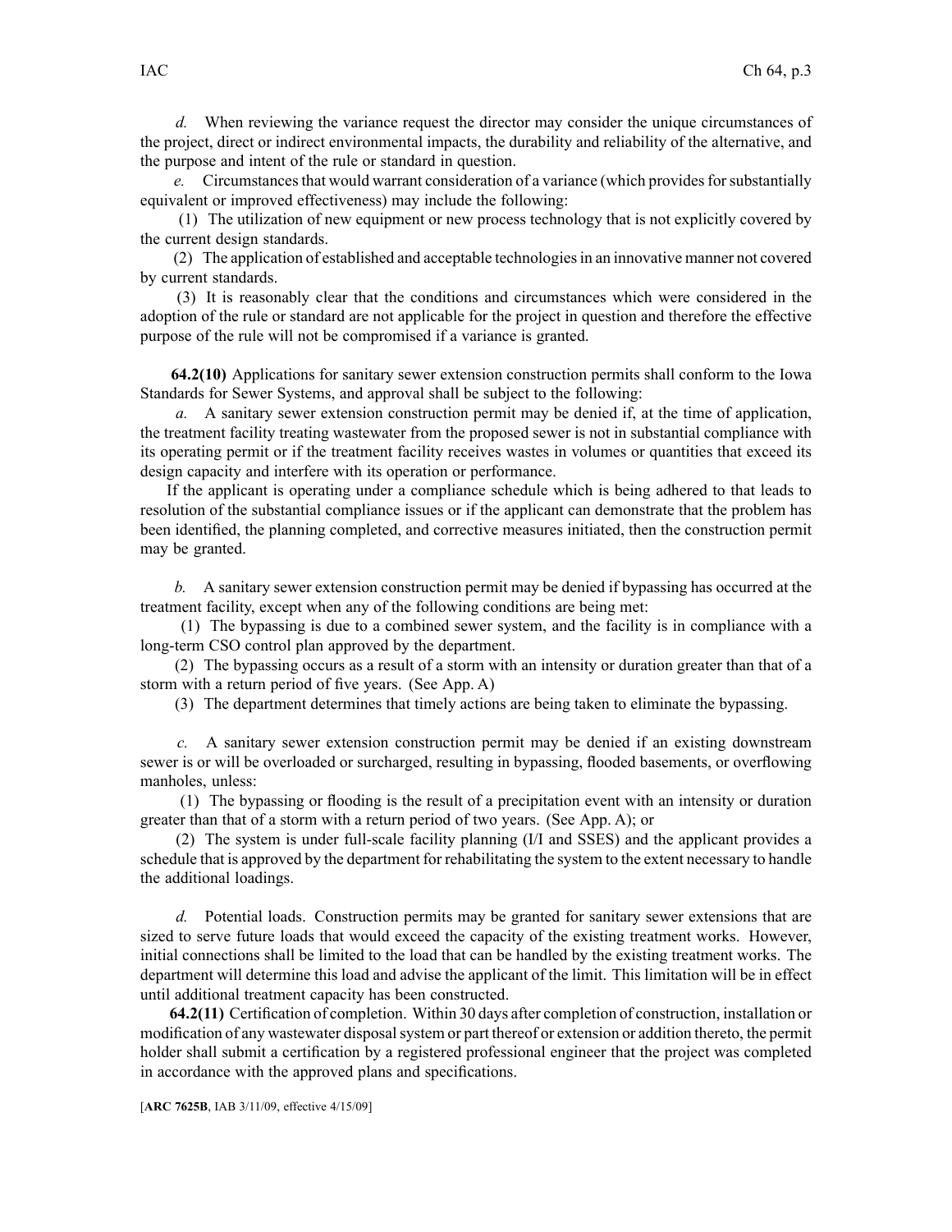*d.* When reviewing the variance request the director may consider the unique circumstances of the project, direct or indirect environmental impacts, the durability and reliability of the alternative, and the purpose and intent of the rule or standard in question.

*e.* Circumstances that would warrant consideration of a variance (which provides for substantially equivalent or improved effectiveness) may include the following:

(1) The utilization of new equipment or new process technology that is not explicitly covered by the current design standards.

(2) The application of established and acceptable technologies in an innovative manner not covered by current standards.

(3) It is reasonably clear that the conditions and circumstances which were considered in the adoption of the rule or standard are not applicable for the project in question and therefore the effective purpose of the rule will not be compromised if a variance is granted.

**64.2(10)** Applications for sanitary sewer extension construction permits shall conform to the Iowa Standards for Sewer Systems, and approval shall be subject to the following:

*a.* A sanitary sewer extension construction permit may be denied if, at the time of application, the treatment facility treating wastewater from the proposed sewer is not in substantial compliance with its operating permit or if the treatment facility receives wastes in volumes or quantities that exceed its design capacity and interfere with its operation or performance.

If the applicant is operating under a compliance schedule which is being adhered to that leads to resolution of the substantial compliance issues or if the applicant can demonstrate that the problem has been identified, the planning completed, and corrective measures initiated, then the construction permit may be granted.

*b.* A sanitary sewer extension construction permit may be denied if bypassing has occurred at the treatment facility, except when any of the following conditions are being met:

(1) The bypassing is due to a combined sewer system, and the facility is in compliance with a long-term CSO control plan approved by the department.

(2) The bypassing occurs as a result of a storm with an intensity or duration greater than that of a storm with a return period of five years. (See App. A)

(3) The department determines that timely actions are being taken to eliminate the bypassing.

*c.* A sanitary sewer extension construction permit may be denied if an existing downstream sewer is or will be overloaded or surcharged, resulting in bypassing, flooded basements, or overflowing manholes, unless:

(1) The bypassing or flooding is the result of a precipitation event with an intensity or duration greater than that of a storm with a return period of two years. (See App. A); or

(2) The system is under full-scale facility planning (I/I and SSES) and the applicant provides a schedule that is approved by the department for rehabilitating the system to the extent necessary to handle the additional loadings.

*d.* Potential loads. Construction permits may be granted for sanitary sewer extensions that are sized to serve future loads that would exceed the capacity of the existing treatment works. However, initial connections shall be limited to the load that can be handled by the existing treatment works. The department will determine this load and advise the applicant of the limit. This limitation will be in effect until additional treatment capacity has been constructed.

**64.2(11)** Certification of completion. Within 30 days after completion of construction, installation or modification of any wastewater disposal system or part thereof or extension or addition thereto, the permit holder shall submit a certification by a registered professional engineer that the project was completed in accordance with the approved plans and specifications.

[**ARC 7625B**, IAB 3/11/09, effective 4/15/09]